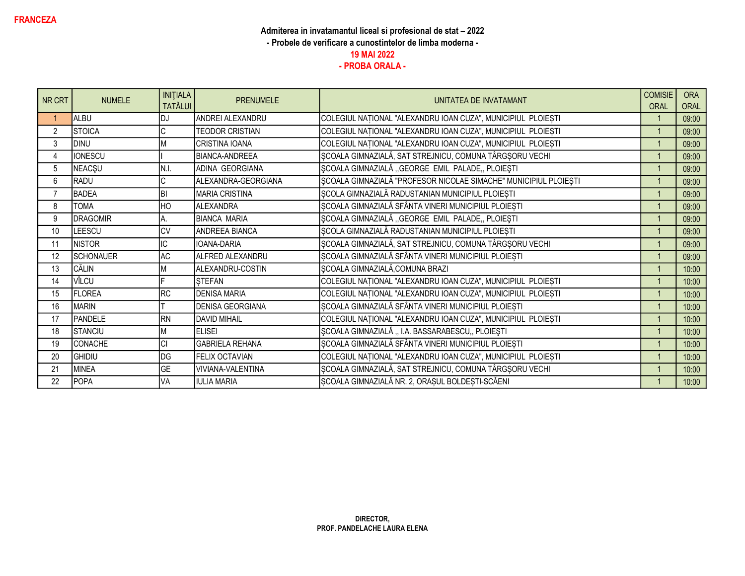**FRANCEZA**

**Admiterea in invatamantul liceal si profesional de stat – 2022**

**- Probele de verificare a cunostintelor de limba moderna -**

**19 MAI 2022**

**- PROBA ORALA -**

| NR CRT | NUMELE | INIȚIALA TATĂLUI | PRENUMELE | UNITATEA DE INVATAMANT | COMISIE ORAL | ORA ORAL |
|---|---|---|---|---|---|---|
| 1 | ALBU | DJ | ANDREI ALEXANDRU | COLEGIUL NAȚIONAL "ALEXANDRU IOAN CUZA", MUNICIPIUL PLOIEȘTI | 1 | 09:00 |
| 2 | STOICA | C | TEODOR CRISTIAN | COLEGIUL NAȚIONAL "ALEXANDRU IOAN CUZA", MUNICIPIUL PLOIEȘTI | 1 | 09:00 |
| 3 | DINU | M | CRISTINA IOANA | COLEGIUL NAȚIONAL "ALEXANDRU IOAN CUZA", MUNICIPIUL PLOIEȘTI | 1 | 09:00 |
| 4 | IONESCU | I | BIANCA-ANDREEA | ȘCOALA GIMNAZIALĂ, SAT STREJNICU, COMUNA TÂRGȘORU VECHI | 1 | 09:00 |
| 5 | NEACȘU | N.I. | ADINA GEORGIANA | ȘCOALA GIMNAZIALĂ ,,GEORGE EMIL PALADE,, PLOIEȘTI | 1 | 09:00 |
| 6 | RADU | C | ALEXANDRA-GEORGIANA | ȘCOALA GIMNAZIALĂ "PROFESOR NICOLAE SIMACHE" MUNICIPIUL PLOIEŞTI | 1 | 09:00 |
| 7 | BADEA | BI | MARIA CRISTINA | ȘCOLA GIMNAZIALĂ RADUSTANIAN MUNICIPIUL PLOIEȘTI | 1 | 09:00 |
| 8 | TOMA | HO | ALEXANDRA | ȘCOALA GIMNAZIALĂ SFÂNTA VINERI MUNICIPIUL PLOIEȘTI | 1 | 09:00 |
| 9 | DRAGOMIR | A. | BIANCA MARIA | ȘCOALA GIMNAZIALĂ ,,GEORGE EMIL PALADE,, PLOIEȘTI | 1 | 09:00 |
| 10 | LEESCU | CV | ANDREEA BIANCA | ȘCOLA GIMNAZIALĂ RADUSTANIAN MUNICIPIUL PLOIEȘTI | 1 | 09:00 |
| 11 | NISTOR | IC | IOANA-DARIA | ȘCOALA GIMNAZIALĂ, SAT STREJNICU, COMUNA TÂRGȘORU VECHI | 1 | 09:00 |
| 12 | SCHONAUER | AC | ALFRED ALEXANDRU | ȘCOALA GIMNAZIALĂ SFÂNTA VINERI MUNICIPIUL PLOIEȘTI | 1 | 09:00 |
| 13 | CĂLIN | M | ALEXANDRU-COSTIN | ȘCOALA GIMNAZIALĂ,COMUNA BRAZI | 1 | 10:00 |
| 14 | VÎLCU | F | ȘTEFAN | COLEGIUL NAȚIONAL "ALEXANDRU IOAN CUZA", MUNICIPIUL PLOIEȘTI | 1 | 10:00 |
| 15 | FLOREA | RC | DENISA MARIA | COLEGIUL NAȚIONAL "ALEXANDRU IOAN CUZA", MUNICIPIUL PLOIEȘTI | 1 | 10:00 |
| 16 | MARIN | T | DENISA GEORGIANA | ȘCOALA GIMNAZIALĂ SFÂNTA VINERI MUNICIPIUL PLOIEȘTI | 1 | 10:00 |
| 17 | PANDELE | RN | DAVID MIHAIL | COLEGIUL NAȚIONAL "ALEXANDRU IOAN CUZA", MUNICIPIUL PLOIEȘTI | 1 | 10:00 |
| 18 | STANCIU | M | ELISEI | ȘCOALA GIMNAZIALĂ ,, I.A. BASSARABESCU,, PLOIEȘTI | 1 | 10:00 |
| 19 | CONACHE | CI | GABRIELA REHANA | ȘCOALA GIMNAZIALĂ SFÂNTA VINERI MUNICIPIUL PLOIEȘTI | 1 | 10:00 |
| 20 | GHIDIU | DG | FELIX OCTAVIAN | COLEGIUL NAȚIONAL "ALEXANDRU IOAN CUZA", MUNICIPIUL PLOIEȘTI | 1 | 10:00 |
| 21 | MINEA | GE | VIVIANA-VALENTINA | ȘCOALA GIMNAZIALĂ, SAT STREJNICU, COMUNA TÂRGȘORU VECHI | 1 | 10:00 |
| 22 | POPA | VA | IULIA MARIA | ȘCOALA GIMNAZIALĂ NR. 2, ORAȘUL BOLDEȘTI-SCĂENI | 1 | 10:00 |

**DIRECTOR,**
**PROF. PANDELACHE LAURA ELENA**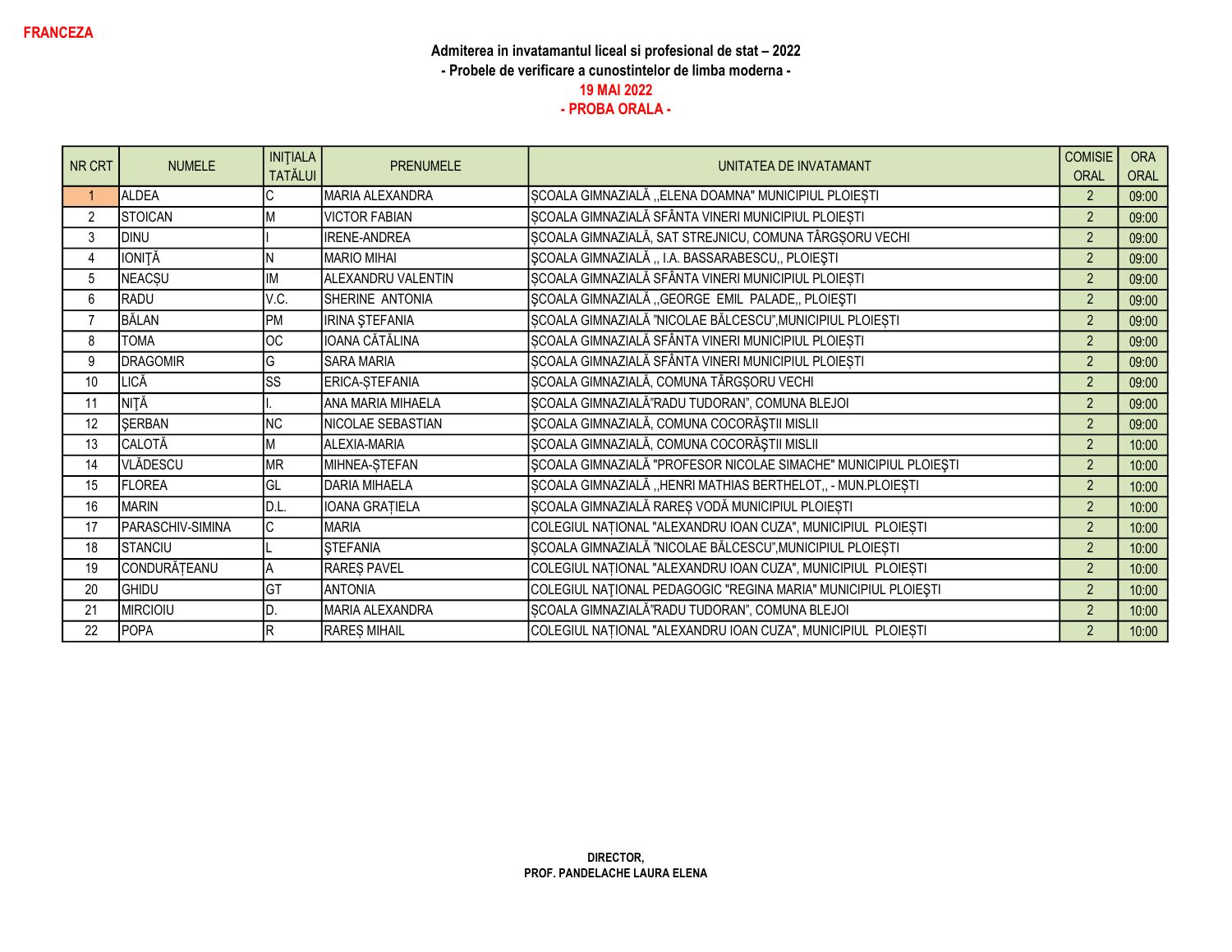**FRANCEZA**

**Admiterea in invatamantul liceal si profesional de stat – 2022**

**- Probele de verificare a cunostintelor de limba moderna -**

**19 MAI 2022**

**- PROBA ORALA -**

| NR CRT | NUMELE | INIȚIALA TATĂLUI | PRENUMELE | UNITATEA DE INVATAMANT | COMISIE ORAL | ORA ORAL |
|---|---|---|---|---|---|---|
| 1 | ALDEA | C | MARIA ALEXANDRA | ȘCOALA GIMNAZIALĂ ,,ELENA DOAMNA" MUNICIPIUL PLOIEȘTI | 2 | 09:00 |
| 2 | STOICAN | M | VICTOR FABIAN | ȘCOALA GIMNAZIALĂ SFÂNTA VINERI MUNICIPIUL PLOIEȘTI | 2 | 09:00 |
| 3 | DINU | I | IRENE-ANDREA | ȘCOALA GIMNAZIALĂ, SAT STREJNICU, COMUNA TÂRGȘORU VECHI | 2 | 09:00 |
| 4 | IONIȚĂ | N | MARIO MIHAI | ȘCOALA GIMNAZIALĂ ,, I.A. BASSARABESCU,, PLOIEȘTI | 2 | 09:00 |
| 5 | NEACȘU | IM | ALEXANDRU VALENTIN | ȘCOALA GIMNAZIALĂ SFÂNTA VINERI MUNICIPIUL PLOIEȘTI | 2 | 09:00 |
| 6 | RADU | V.C. | SHERINE ANTONIA | ȘCOALA GIMNAZIALĂ ,,GEORGE EMIL PALADE,, PLOIEȘTI | 2 | 09:00 |
| 7 | BĂLAN | PM | IRINA ȘTEFANIA | ȘCOALA GIMNAZIALĂ "NICOLAE BĂLCESCU",MUNICIPIUL PLOIEȘTI | 2 | 09:00 |
| 8 | TOMA | OC | IOANA CĂTĂLINA | ȘCOALA GIMNAZIALĂ SFÂNTA VINERI MUNICIPIUL PLOIEȘTI | 2 | 09:00 |
| 9 | DRAGOMIR | G | SARA MARIA | ȘCOALA GIMNAZIALĂ SFÂNTA VINERI MUNICIPIUL PLOIEȘTI | 2 | 09:00 |
| 10 | LICĂ | SS | ERICA-ȘTEFANIA | ȘCOALA GIMNAZIALĂ, COMUNA TÂRGȘORU VECHI | 2 | 09:00 |
| 11 | NIȚĂ | I. | ANA MARIA MIHAELA | ȘCOALA GIMNAZIALĂ"RADU TUDORAN", COMUNA BLEJOI | 2 | 09:00 |
| 12 | ȘERBAN | NC | NICOLAE SEBASTIAN | ȘCOALA GIMNAZIALĂ, COMUNA COCORĂȘTII MISLII | 2 | 09:00 |
| 13 | CALOTĂ | M | ALEXIA-MARIA | ȘCOALA GIMNAZIALĂ, COMUNA COCORĂȘTII MISLII | 2 | 10:00 |
| 14 | VLĂDESCU | MR | MIHNEA-ȘTEFAN | ȘCOALA GIMNAZIALĂ "PROFESOR NICOLAE SIMACHE" MUNICIPIUL PLOIEȘTI | 2 | 10:00 |
| 15 | FLOREA | GL | DARIA MIHAELA | ȘCOALA GIMNAZIALĂ ,,HENRI MATHIAS BERTHELOT,, - MUN.PLOIEȘTI | 2 | 10:00 |
| 16 | MARIN | D.L. | IOANA GRAȚIELA | ȘCOALA GIMNAZIALĂ RAREȘ VODĂ MUNICIPIUL PLOIEȘTI | 2 | 10:00 |
| 17 | PARASCHIV-SIMINA | C | MARIA | COLEGIUL NAȚIONAL "ALEXANDRU IOAN CUZA", MUNICIPIUL PLOIEȘTI | 2 | 10:00 |
| 18 | STANCIU | L | ȘTEFANIA | ȘCOALA GIMNAZIALĂ "NICOLAE BĂLCESCU",MUNICIPIUL PLOIEȘTI | 2 | 10:00 |
| 19 | CONDURĂȚEANU | A | RAREȘ PAVEL | COLEGIUL NAȚIONAL "ALEXANDRU IOAN CUZA", MUNICIPIUL PLOIEȘTI | 2 | 10:00 |
| 20 | GHIDU | GT | ANTONIA | COLEGIUL NAȚIONAL PEDAGOGIC "REGINA MARIA" MUNICIPIUL PLOIEȘTI | 2 | 10:00 |
| 21 | MIRCIOIU | D. | MARIA ALEXANDRA | ȘCOALA GIMNAZIALĂ"RADU TUDORAN", COMUNA BLEJOI | 2 | 10:00 |
| 22 | POPA | R | RAREȘ MIHAIL | COLEGIUL NAȚIONAL "ALEXANDRU IOAN CUZA", MUNICIPIUL PLOIEȘTI | 2 | 10:00 |

**DIRECTOR,**
**PROF. PANDELACHE LAURA ELENA**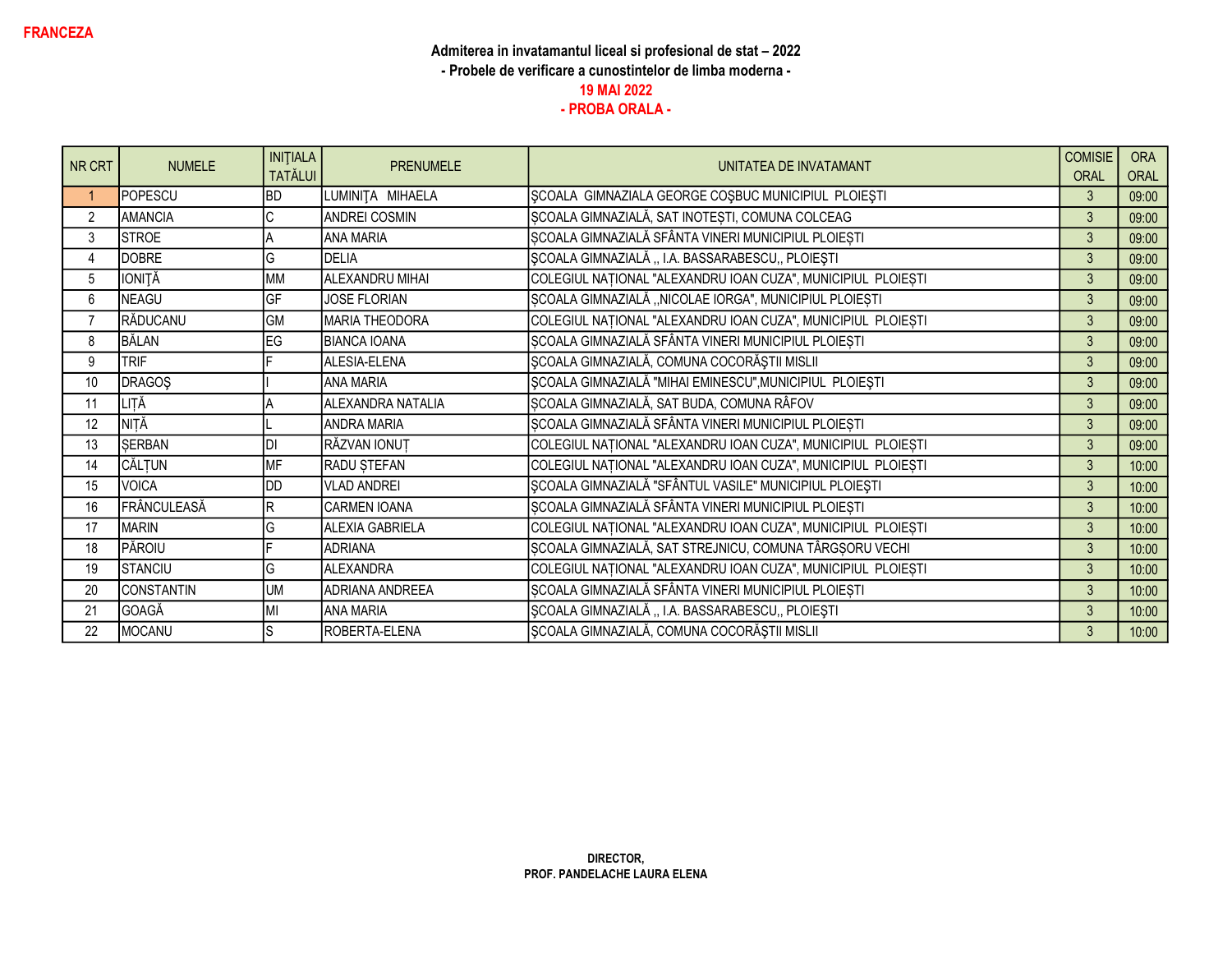**FRANCEZA**

**Admiterea in invatamantul liceal si profesional de stat – 2022**

**- Probele de verificare a cunostintelor de limba moderna -**

**19 MAI 2022**

**- PROBA ORALA -**

| NR CRT | NUMELE | INIȚIALA TATĂLUI | PRENUMELE | UNITATEA DE INVATAMANT | COMISIE ORAL | ORA ORAL |
|---|---|---|---|---|---|---|
| 1 | POPESCU | BD | LUMINIȚA MIHAELA | ŞCOALA GIMNAZIALA GEORGE COŞBUC MUNICIPIUL PLOIEŞTI | 3 | 09:00 |
| 2 | AMANCIA | C | ANDREI COSMIN | ȘCOALA GIMNAZIALĂ, SAT INOTEȘTI, COMUNA COLCEAG | 3 | 09:00 |
| 3 | STROE | A | ANA MARIA | ȘCOALA GIMNAZIALĂ SFÂNTA VINERI MUNICIPIUL PLOIEȘTI | 3 | 09:00 |
| 4 | DOBRE | G | DELIA | ŞCOALA GIMNAZIALĂ ,, I.A. BASSARABESCU,, PLOIEŞTI | 3 | 09:00 |
| 5 | IONIŢĂ | MM | ALEXANDRU MIHAI | COLEGIUL NAȚIONAL "ALEXANDRU IOAN CUZA", MUNICIPIUL PLOIEȘTI | 3 | 09:00 |
| 6 | NEAGU | GF | JOSE FLORIAN | ȘCOALA GIMNAZIALĂ ,,NICOLAE IORGA", MUNICIPIUL PLOIEȘTI | 3 | 09:00 |
| 7 | RĂDUCANU | GM | MARIA THEODORA | COLEGIUL NAȚIONAL "ALEXANDRU IOAN CUZA", MUNICIPIUL PLOIEȘTI | 3 | 09:00 |
| 8 | BĂLAN | EG | BIANCA IOANA | ȘCOALA GIMNAZIALĂ SFÂNTA VINERI MUNICIPIUL PLOIEȘTI | 3 | 09:00 |
| 9 | TRIF | F | ALESIA-ELENA | ŞCOALA GIMNAZIALĂ, COMUNA COCORĂŞTII MISLII | 3 | 09:00 |
| 10 | DRAGOŞ | I | ANA MARIA | ŞCOALA GIMNAZIALĂ "MIHAI EMINESCU",MUNICIPIUL PLOIEŞTI | 3 | 09:00 |
| 11 | LIȚĂ | A | ALEXANDRA NATALIA | ȘCOALA GIMNAZIALĂ, SAT BUDA, COMUNA RÂFOV | 3 | 09:00 |
| 12 | NIȚĂ | L | ANDRA MARIA | ȘCOALA GIMNAZIALĂ SFÂNTA VINERI MUNICIPIUL PLOIEȘTI | 3 | 09:00 |
| 13 | ȘERBAN | DI | RĂZVAN IONUȚ | COLEGIUL NAȚIONAL "ALEXANDRU IOAN CUZA", MUNICIPIUL PLOIEȘTI | 3 | 09:00 |
| 14 | CĂLȚUN | MF | RADU ȘTEFAN | COLEGIUL NAȚIONAL "ALEXANDRU IOAN CUZA", MUNICIPIUL PLOIEȘTI | 3 | 10:00 |
| 15 | VOICA | DD | VLAD ANDREI | ŞCOALA GIMNAZIALĂ "SFÂNTUL VASILE" MUNICIPIUL PLOIEŞTI | 3 | 10:00 |
| 16 | FRÂNCULEASĂ | R | CARMEN IOANA | ȘCOALA GIMNAZIALĂ SFÂNTA VINERI MUNICIPIUL PLOIEȘTI | 3 | 10:00 |
| 17 | MARIN | G | ALEXIA GABRIELA | COLEGIUL NAȚIONAL "ALEXANDRU IOAN CUZA", MUNICIPIUL PLOIEȘTI | 3 | 10:00 |
| 18 | PĂROIU | F | ADRIANA | ȘCOALA GIMNAZIALĂ, SAT STREJNICU, COMUNA TÂRGȘORU VECHI | 3 | 10:00 |
| 19 | STANCIU | G | ALEXANDRA | COLEGIUL NAȚIONAL "ALEXANDRU IOAN CUZA", MUNICIPIUL PLOIEȘTI | 3 | 10:00 |
| 20 | CONSTANTIN | UM | ADRIANA ANDREEA | ȘCOALA GIMNAZIALĂ SFÂNTA VINERI MUNICIPIUL PLOIEȘTI | 3 | 10:00 |
| 21 | GOAGĂ | MI | ANA MARIA | ŞCOALA GIMNAZIALĂ ,, I.A. BASSARABESCU,, PLOIEŞTI | 3 | 10:00 |
| 22 | MOCANU | S | ROBERTA-ELENA | ŞCOALA GIMNAZIALĂ, COMUNA COCORĂŞTII MISLII | 3 | 10:00 |

**DIRECTOR,**
**PROF. PANDELACHE LAURA ELENA**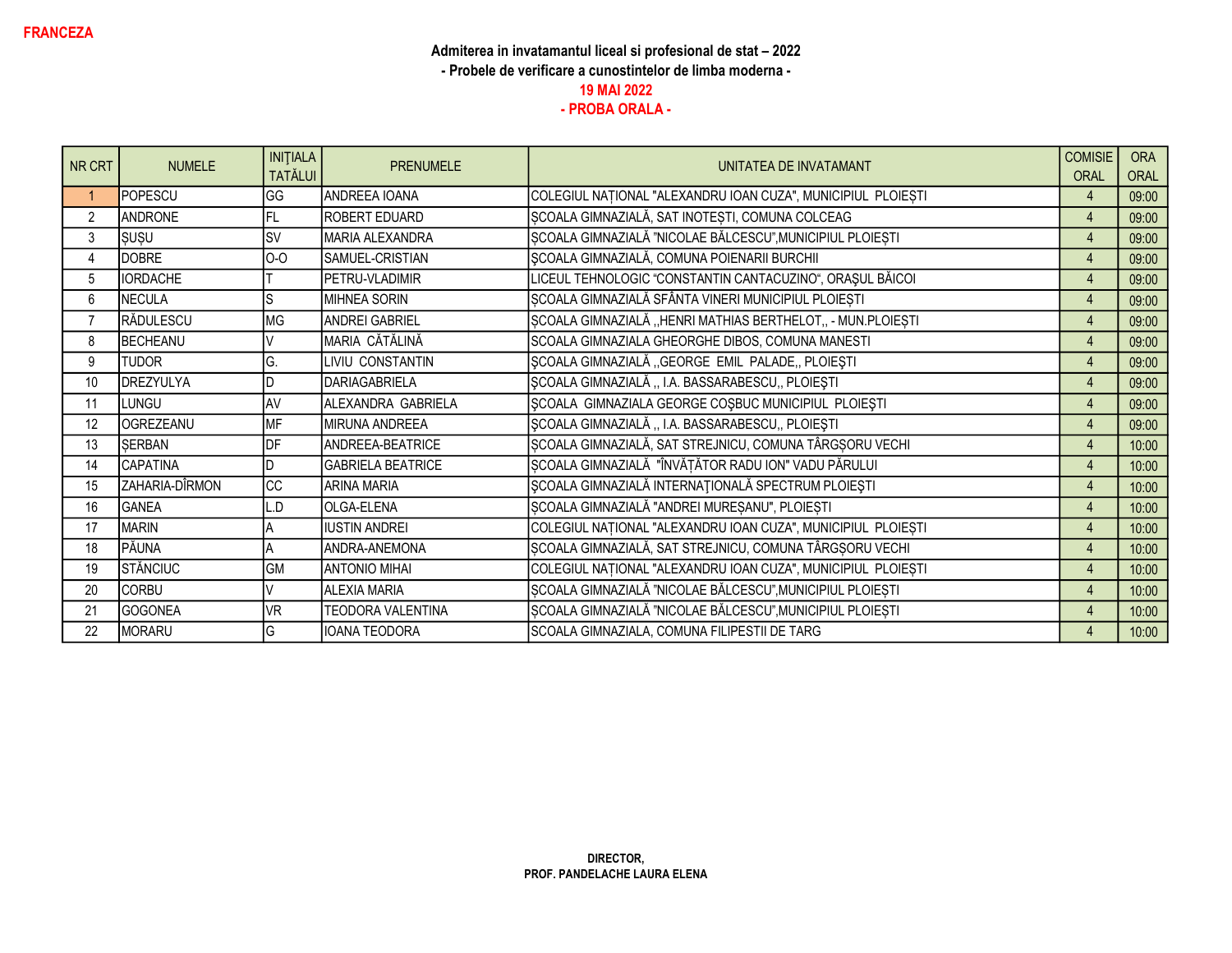**FRANCEZA**

**Admiterea in invatamantul liceal si profesional de stat – 2022**
**- Probele de verificare a cunostintelor de limba moderna -**
**19 MAI 2022**
**- PROBA ORALA -**

| NR CRT | NUMELE | INIȚIALA TATĂLUI | PRENUMELE | UNITATEA DE INVATAMANT | COMISIE ORAL | ORA ORAL |
|---|---|---|---|---|---|---|
| 1 | POPESCU | GG | ANDREEA IOANA | COLEGIUL NAȚIONAL "ALEXANDRU IOAN CUZA", MUNICIPIUL PLOIEȘTI | 4 | 09:00 |
| 2 | ANDRONE | FL | ROBERT EDUARD | ȘCOALA GIMNAZIALĂ, SAT INOTEȘTI, COMUNA COLCEAG | 4 | 09:00 |
| 3 | ȘUȘU | SV | MARIA ALEXANDRA | ȘCOALA GIMNAZIALĂ "NICOLAE BĂLCESCU",MUNICIPIUL PLOIEȘTI | 4 | 09:00 |
| 4 | DOBRE | O-O | SAMUEL-CRISTIAN | ȘCOALA GIMNAZIALĂ, COMUNA POIENARII BURCHII | 4 | 09:00 |
| 5 | IORDACHE | T | PETRU-VLADIMIR | LICEUL TEHNOLOGIC "CONSTANTIN CANTACUZINO", ORAȘUL BĂICOI | 4 | 09:00 |
| 6 | NECULA | S | MIHNEA SORIN | ȘCOALA GIMNAZIALĂ SFÂNTA VINERI MUNICIPIUL PLOIEȘTI | 4 | 09:00 |
| 7 | RĂDULESCU | MG | ANDREI GABRIEL | ȘCOALA GIMNAZIALĂ ,,HENRI MATHIAS BERTHELOT,, - MUN.PLOIEȘTI | 4 | 09:00 |
| 8 | BECHEANU | V | MARIA CĂTĂLINĂ | SCOALA GIMNAZIALA GHEORGHE DIBOS, COMUNA MANESTI | 4 | 09:00 |
| 9 | TUDOR | G. | LIVIU CONSTANTIN | ŞCOALA GIMNAZIALĂ ,,GEORGE EMIL PALADE,, PLOIEŞTI | 4 | 09:00 |
| 10 | DREZYULYA | D | DARIAGABRIELA | ŞCOALA GIMNAZIALĂ ,, I.A. BASSARABESCU,, PLOIEŞTI | 4 | 09:00 |
| 11 | LUNGU | AV | ALEXANDRA GABRIELA | ȘCOALA GIMNAZIALA GEORGE COȘBUC MUNICIPIUL PLOIEȘTI | 4 | 09:00 |
| 12 | OGREZEANU | MF | MIRUNA ANDREEA | ŞCOALA GIMNAZIALĂ ,, I.A. BASSARABESCU,, PLOIEŞTI | 4 | 09:00 |
| 13 | ȘERBAN | DF | ANDREEA-BEATRICE | ȘCOALA GIMNAZIALĂ, SAT STREJNICU, COMUNA TÂRGȘORU VECHI | 4 | 10:00 |
| 14 | CAPATINA | D | GABRIELA BEATRICE | ȘCOALA GIMNAZIALĂ "ÎNVĂȚĂTOR RADU ION" VADU PĂRULUI | 4 | 10:00 |
| 15 | ZAHARIA-DÎRMON | CC | ARINA MARIA | ŞCOALA GIMNAZIALĂ INTERNAŢIONALĂ SPECTRUM PLOIEŞTI | 4 | 10:00 |
| 16 | GANEA | L.D | OLGA-ELENA | ȘCOALA GIMNAZIALĂ "ANDREI MUREȘANU", PLOIEȘTI | 4 | 10:00 |
| 17 | MARIN | A | IUSTIN ANDREI | COLEGIUL NAȚIONAL "ALEXANDRU IOAN CUZA", MUNICIPIUL PLOIEȘTI | 4 | 10:00 |
| 18 | PĂUNA | A | ANDRA-ANEMONA | ȘCOALA GIMNAZIALĂ, SAT STREJNICU, COMUNA TÂRGȘORU VECHI | 4 | 10:00 |
| 19 | STĂNCIUC | GM | ANTONIO MIHAI | COLEGIUL NAȚIONAL "ALEXANDRU IOAN CUZA", MUNICIPIUL PLOIEȘTI | 4 | 10:00 |
| 20 | CORBU | V | ALEXIA MARIA | ȘCOALA GIMNAZIALĂ "NICOLAE BĂLCESCU",MUNICIPIUL PLOIEȘTI | 4 | 10:00 |
| 21 | GOGONEA | VR | TEODORA VALENTINA | ȘCOALA GIMNAZIALĂ "NICOLAE BĂLCESCU",MUNICIPIUL PLOIEȘTI | 4 | 10:00 |
| 22 | MORARU | G | IOANA TEODORA | SCOALA GIMNAZIALA, COMUNA FILIPESTII DE TARG | 4 | 10:00 |

**DIRECTOR,**
**PROF. PANDELACHE LAURA ELENA**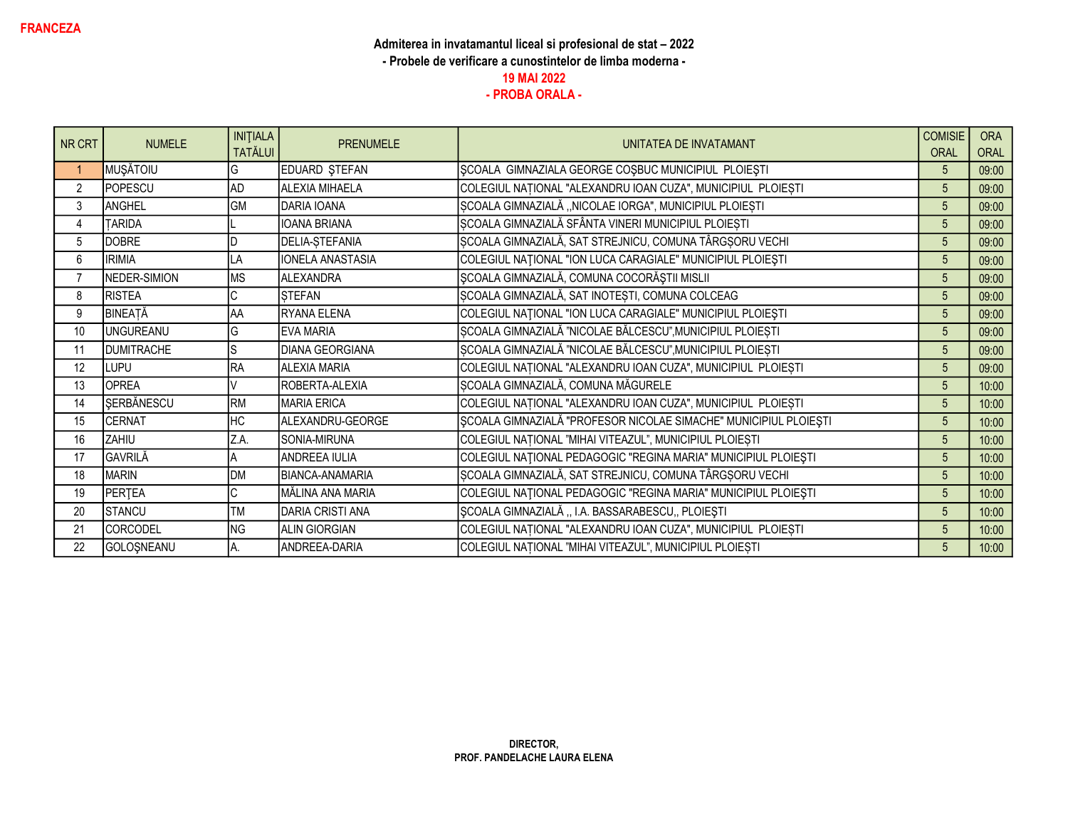**FRANCEZA**

**Admiterea in invatamantul liceal si profesional de stat – 2022**

**- Probele de verificare a cunostintelor de limba moderna -**

**19 MAI 2022**

**- PROBA ORALA -**

| NR CRT | NUMELE | INIȚIALA TATĂLUI | PRENUMELE | UNITATEA DE INVATAMANT | COMISIE ORAL | ORA ORAL |
|---|---|---|---|---|---|---|
| 1 | MUȘĂTOIU | G | EDUARD ŞTEFAN | ŞCOALA GIMNAZIALA GEORGE COŞBUC MUNICIPIUL PLOIEŞTI | 5 | 09:00 |
| 2 | POPESCU | AD | ALEXIA MIHAELA | COLEGIUL NAȚIONAL "ALEXANDRU IOAN CUZA", MUNICIPIUL PLOIEȘTI | 5 | 09:00 |
| 3 | ANGHEL | GM | DARIA IOANA | ȘCOALA GIMNAZIALĂ ,,NICOLAE IORGA", MUNICIPIUL PLOIEȘTI | 5 | 09:00 |
| 4 | ȚARIDA | L | IOANA BRIANA | ȘCOALA GIMNAZIALĂ SFÂNTA VINERI MUNICIPIUL PLOIEȘTI | 5 | 09:00 |
| 5 | DOBRE | D | DELIA-ȘTEFANIA | ȘCOALA GIMNAZIALĂ, SAT STREJNICU, COMUNA TÂRGȘORU VECHI | 5 | 09:00 |
| 6 | IRIMIA | LA | IONELA ANASTASIA | COLEGIUL NAȚIONAL "ION LUCA CARAGIALE" MUNICIPIUL PLOIEȘTI | 5 | 09:00 |
| 7 | NEDER-SIMION | MS | ALEXANDRA | ȘCOALA GIMNAZIALĂ, COMUNA COCORĂȘTII MISLII | 5 | 09:00 |
| 8 | RISTEA | C | ȘTEFAN | ȘCOALA GIMNAZIALĂ, SAT INOTEȘTI, COMUNA COLCEAG | 5 | 09:00 |
| 9 | BINEAȚĂ | AA | RYANA ELENA | COLEGIUL NAȚIONAL "ION LUCA CARAGIALE" MUNICIPIUL PLOIEȘTI | 5 | 09:00 |
| 10 | UNGUREANU | G | EVA MARIA | ȘCOALA GIMNAZIALĂ "NICOLAE BĂLCESCU",MUNICIPIUL PLOIEȘTI | 5 | 09:00 |
| 11 | DUMITRACHE | S | DIANA GEORGIANA | ȘCOALA GIMNAZIALĂ "NICOLAE BĂLCESCU",MUNICIPIUL PLOIEȘTI | 5 | 09:00 |
| 12 | LUPU | RA | ALEXIA MARIA | COLEGIUL NAȚIONAL "ALEXANDRU IOAN CUZA", MUNICIPIUL PLOIEȘTI | 5 | 09:00 |
| 13 | OPREA | V | ROBERTA-ALEXIA | ȘCOALA GIMNAZIALĂ, COMUNA MĂGURELE | 5 | 10:00 |
| 14 | ȘERBĂNESCU | RM | MARIA ERICA | COLEGIUL NAȚIONAL "ALEXANDRU IOAN CUZA", MUNICIPIUL PLOIEȘTI | 5 | 10:00 |
| 15 | CERNAT | HC | ALEXANDRU-GEORGE | ŞCOALA GIMNAZIALĂ "PROFESOR NICOLAE SIMACHE" MUNICIPIUL PLOIEŞTI | 5 | 10:00 |
| 16 | ZAHIU | Z.A. | SONIA-MIRUNA | COLEGIUL NAȚIONAL "MIHAI VITEAZUL", MUNICIPIUL PLOIEȘTI | 5 | 10:00 |
| 17 | GAVRILĂ | A | ANDREEA IULIA | COLEGIUL NAŢIONAL PEDAGOGIC "REGINA MARIA" MUNICIPIUL PLOIEŞTI | 5 | 10:00 |
| 18 | MARIN | DM | BIANCA-ANAMARIA | ȘCOALA GIMNAZIALĂ, SAT STREJNICU, COMUNA TÂRGȘORU VECHI | 5 | 10:00 |
| 19 | PERŢEA | C | MĂLINA ANA MARIA | COLEGIUL NAŢIONAL PEDAGOGIC "REGINA MARIA" MUNICIPIUL PLOIEŞTI | 5 | 10:00 |
| 20 | STANCU | TM | DARIA CRISTI ANA | ȘCOALA GIMNAZIALĂ ,, I.A. BASSARABESCU,, PLOIEȘTI | 5 | 10:00 |
| 21 | CORCODEL | NG | ALIN GIORGIAN | COLEGIUL NAȚIONAL "ALEXANDRU IOAN CUZA", MUNICIPIUL PLOIEȘTI | 5 | 10:00 |
| 22 | GOLOȘNEANU | A. | ANDREEA-DARIA | COLEGIUL NAȚIONAL "MIHAI VITEAZUL", MUNICIPIUL PLOIEȘTI | 5 | 10:00 |

**DIRECTOR,**
**PROF. PANDELACHE LAURA ELENA**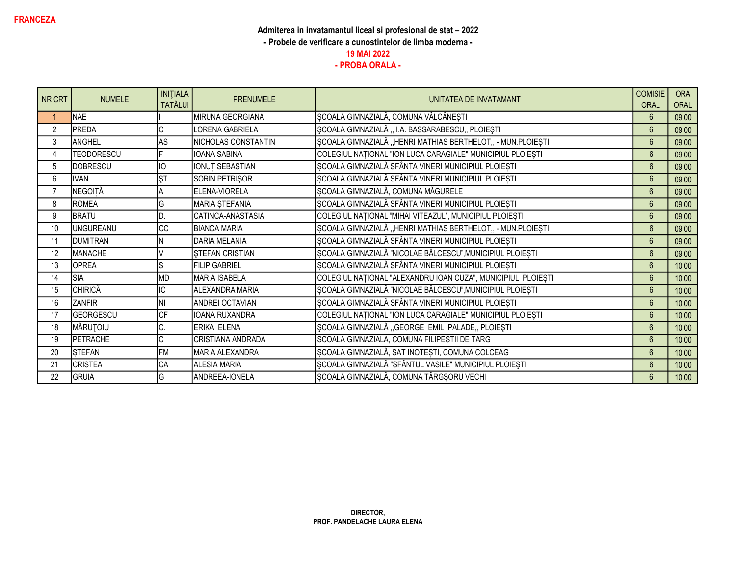**FRANCEZA**

**Admiterea in invatamantul liceal si profesional de stat – 2022**

**- Probele de verificare a cunostintelor de limba moderna -**

**19 MAI 2022**

**- PROBA ORALA -**

| NR CRT | NUMELE | INIȚIALA TATĂLUI | PRENUMELE | UNITATEA DE INVATAMANT | COMISIE ORAL | ORA ORAL |
|---|---|---|---|---|---|---|
| 1 | NAE | I | MIRUNA GEORGIANA | ȘCOALA GIMNAZIALĂ, COMUNA VÂLCĂNEȘTI | 6 | 09:00 |
| 2 | PREDA | C | LORENA GABRIELA | ȘCOALA GIMNAZIALĂ ,, I.A. BASSARABESCU,, PLOIEȘTI | 6 | 09:00 |
| 3 | ANGHEL | AS | NICHOLAS CONSTANTIN | ȘCOALA GIMNAZIALĂ ,,HENRI MATHIAS BERTHELOT,, - MUN.PLOIEȘTI | 6 | 09:00 |
| 4 | TEODORESCU | F | IOANA SABINA | COLEGIUL NAȚIONAL "ION LUCA CARAGIALE" MUNICIPIUL PLOIEȘTI | 6 | 09:00 |
| 5 | DOBRESCU | IO | IONUȚ SEBASTIAN | ȘCOALA GIMNAZIALĂ SFÂNTA VINERI MUNICIPIUL PLOIEȘTI | 6 | 09:00 |
| 6 | IVAN | ȘT | SORIN PETRIȘOR | ȘCOALA GIMNAZIALĂ SFÂNTA VINERI MUNICIPIUL PLOIEȘTI | 6 | 09:00 |
| 7 | NEGOIȚĂ | A | ELENA-VIORELA | ȘCOALA GIMNAZIALĂ, COMUNA MĂGURELE | 6 | 09:00 |
| 8 | ROMEA | G | MARIA ȘTEFANIA | ȘCOALA GIMNAZIALĂ SFÂNTA VINERI MUNICIPIUL PLOIEȘTI | 6 | 09:00 |
| 9 | BRATU | D. | CATINCA-ANASTASIA | COLEGIUL NAȚIONAL "MIHAI VITEAZUL", MUNICIPIUL PLOIEȘTI | 6 | 09:00 |
| 10 | UNGUREANU | CC | BIANCA MARIA | ȘCOALA GIMNAZIALĂ ,,HENRI MATHIAS BERTHELOT,, - MUN.PLOIEȘTI | 6 | 09:00 |
| 11 | DUMITRAN | N | DARIA MELANIA | ȘCOALA GIMNAZIALĂ SFÂNTA VINERI MUNICIPIUL PLOIEȘTI | 6 | 09:00 |
| 12 | MANACHE | V | ȘTEFAN CRISTIAN | ȘCOALA GIMNAZIALĂ "NICOLAE BĂLCESCU",MUNICIPIUL PLOIEȘTI | 6 | 09:00 |
| 13 | OPREA | S | FILIP GABRIEL | ȘCOALA GIMNAZIALĂ SFÂNTA VINERI MUNICIPIUL PLOIEȘTI | 6 | 10:00 |
| 14 | SIA | MD | MARIA ISABELA | COLEGIUL NAȚIONAL "ALEXANDRU IOAN CUZA", MUNICIPIUL PLOIEȘTI | 6 | 10:00 |
| 15 | CHIRICĂ | IC | ALEXANDRA MARIA | ȘCOALA GIMNAZIALĂ "NICOLAE BĂLCESCU",MUNICIPIUL PLOIEȘTI | 6 | 10:00 |
| 16 | ZANFIR | NI | ANDREI OCTAVIAN | ȘCOALA GIMNAZIALĂ SFÂNTA VINERI MUNICIPIUL PLOIEȘTI | 6 | 10:00 |
| 17 | GEORGESCU | CF | IOANA RUXANDRA | COLEGIUL NAȚIONAL "ION LUCA CARAGIALE" MUNICIPIUL PLOIEȘTI | 6 | 10:00 |
| 18 | MĂRUȚOIU | C. | ERIKA ELENA | ȘCOALA GIMNAZIALĂ ,,GEORGE EMIL PALADE,, PLOIEȘTI | 6 | 10:00 |
| 19 | PETRACHE | C | CRISTIANA ANDRADA | SCOALA GIMNAZIALA, COMUNA FILIPESTII DE TARG | 6 | 10:00 |
| 20 | ȘTEFAN | FM | MARIA ALEXANDRA | ȘCOALA GIMNAZIALĂ, SAT INOTEȘTI, COMUNA COLCEAG | 6 | 10:00 |
| 21 | CRISTEA | CA | ALESIA MARIA | ȘCOALA GIMNAZIALĂ "SFÂNTUL VASILE" MUNICIPIUL PLOIEȘTI | 6 | 10:00 |
| 22 | GRUIA | G | ANDREEA-IONELA | ȘCOALA GIMNAZIALĂ, COMUNA TÂRGȘORU VECHI | 6 | 10:00 |

**DIRECTOR,**
**PROF. PANDELACHE LAURA ELENA**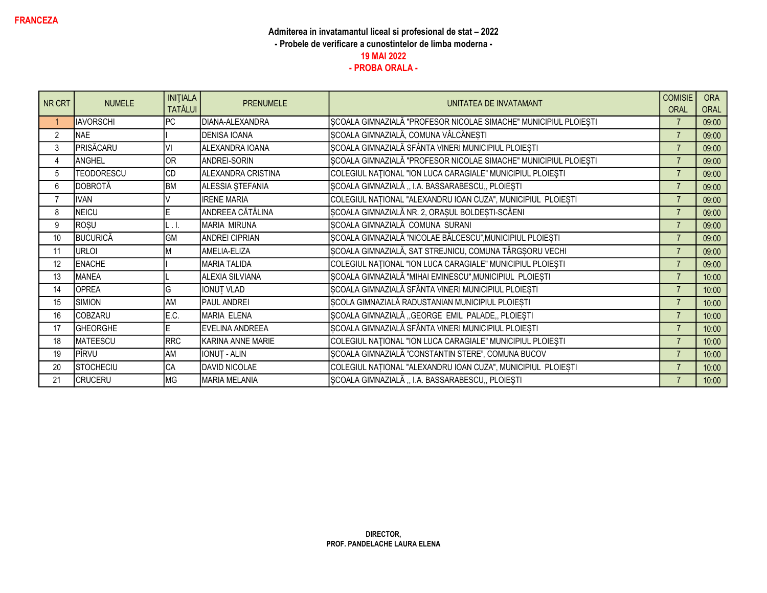**FRANCEZA**

**Admiterea in invatamantul liceal si profesional de stat – 2022**
**- Probele de verificare a cunostintelor de limba moderna -**
**19 MAI 2022**
**- PROBA ORALA -**

| NR CRT | NUMELE | INIȚIALA TATĂLUI | PRENUMELE | UNITATEA DE INVATAMANT | COMISIE ORAL | ORA ORAL |
|---|---|---|---|---|---|---|
| 1 | IAVORSCHI | PC | DIANA-ALEXANDRA | ȘCOALA GIMNAZIALĂ "PROFESOR NICOLAE SIMACHE" MUNICIPIUL PLOIEŞTI | 7 | 09:00 |
| 2 | NAE | I | DENISA IOANA | ȘCOALA GIMNAZIALĂ, COMUNA VÂLCĂNEȘTI | 7 | 09:00 |
| 3 | PRISĂCARU | VI | ALEXANDRA IOANA | ȘCOALA GIMNAZIALĂ SFÂNTA VINERI MUNICIPIUL PLOIEȘTI | 7 | 09:00 |
| 4 | ANGHEL | OR | ANDREI-SORIN | ȘCOALA GIMNAZIALĂ "PROFESOR NICOLAE SIMACHE" MUNICIPIUL PLOIEŞTI | 7 | 09:00 |
| 5 | TEODORESCU | CD | ALEXANDRA CRISTINA | COLEGIUL NAŢIONAL "ION LUCA CARAGIALE" MUNICIPIUL PLOIEŞTI | 7 | 09:00 |
| 6 | DOBROTĂ | BM | ALESSIA ŞTEFANIA | ȘCOALA GIMNAZIALĂ ,, I.A. BASSARABESCU,, PLOIEȘTI | 7 | 09:00 |
| 7 | IVAN | V | IRENE MARIA | COLEGIUL NAȚIONAL "ALEXANDRU IOAN CUZA", MUNICIPIUL PLOIEȘTI | 7 | 09:00 |
| 8 | NEICU | E | ANDREEA CĂTĂLINA | ȘCOALA GIMNAZIALĂ NR. 2, ORAȘUL BOLDEȘTI-SCĂENI | 7 | 09:00 |
| 9 | ROȘU | L . I. | MARIA MIRUNA | ȘCOALA GIMNAZIALĂ COMUNA SURANI | 7 | 09:00 |
| 10 | BUCURICĂ | GM | ANDREI CIPRIAN | ȘCOALA GIMNAZIALĂ "NICOLAE BĂLCESCU",MUNICIPIUL PLOIEȘTI | 7 | 09:00 |
| 11 | URLOI | M | AMELIA-ELIZA | ȘCOALA GIMNAZIALĂ, SAT STREJNICU, COMUNA TÂRGȘORU VECHI | 7 | 09:00 |
| 12 | ENACHE | I | MARIA TALIDA | COLEGIUL NAŢIONAL "ION LUCA CARAGIALE" MUNICIPIUL PLOIEŞTI | 7 | 09:00 |
| 13 | MANEA | L | ALEXIA SILVIANA | ȘCOALA GIMNAZIALĂ "MIHAI EMINESCU",MUNICIPIUL PLOIEȘTI | 7 | 10:00 |
| 14 | OPREA | G | IONUȚ VLAD | ȘCOALA GIMNAZIALĂ SFÂNTA VINERI MUNICIPIUL PLOIEȘTI | 7 | 10:00 |
| 15 | SIMION | AM | PAUL ANDREI | ȘCOLA GIMNAZIALĂ RADUSTANIAN MUNICIPIUL PLOIEȘTI | 7 | 10:00 |
| 16 | COBZARU | E.C. | MARIA ELENA | ȘCOALA GIMNAZIALĂ ,,GEORGE EMIL PALADE,, PLOIEȘTI | 7 | 10:00 |
| 17 | GHEORGHE | E | EVELINA ANDREEA | ȘCOALA GIMNAZIALĂ SFÂNTA VINERI MUNICIPIUL PLOIEȘTI | 7 | 10:00 |
| 18 | MATEESCU | RRC | KARINA ANNE MARIE | COLEGIUL NAŢIONAL "ION LUCA CARAGIALE" MUNICIPIUL PLOIEŞTI | 7 | 10:00 |
| 19 | PÎRVU | AM | IONUȚ - ALIN | ȘCOALA GIMNAZIALĂ "CONSTANTIN STERE", COMUNA BUCOV | 7 | 10:00 |
| 20 | STOCHECIU | CA | DAVID NICOLAE | COLEGIUL NAȚIONAL "ALEXANDRU IOAN CUZA", MUNICIPIUL PLOIEȘTI | 7 | 10:00 |
| 21 | CRUCERU | MG | MARIA MELANIA | ȘCOALA GIMNAZIALĂ ,, I.A. BASSARABESCU,, PLOIEȘTI | 7 | 10:00 |

**DIRECTOR,**
**PROF. PANDELACHE LAURA ELENA**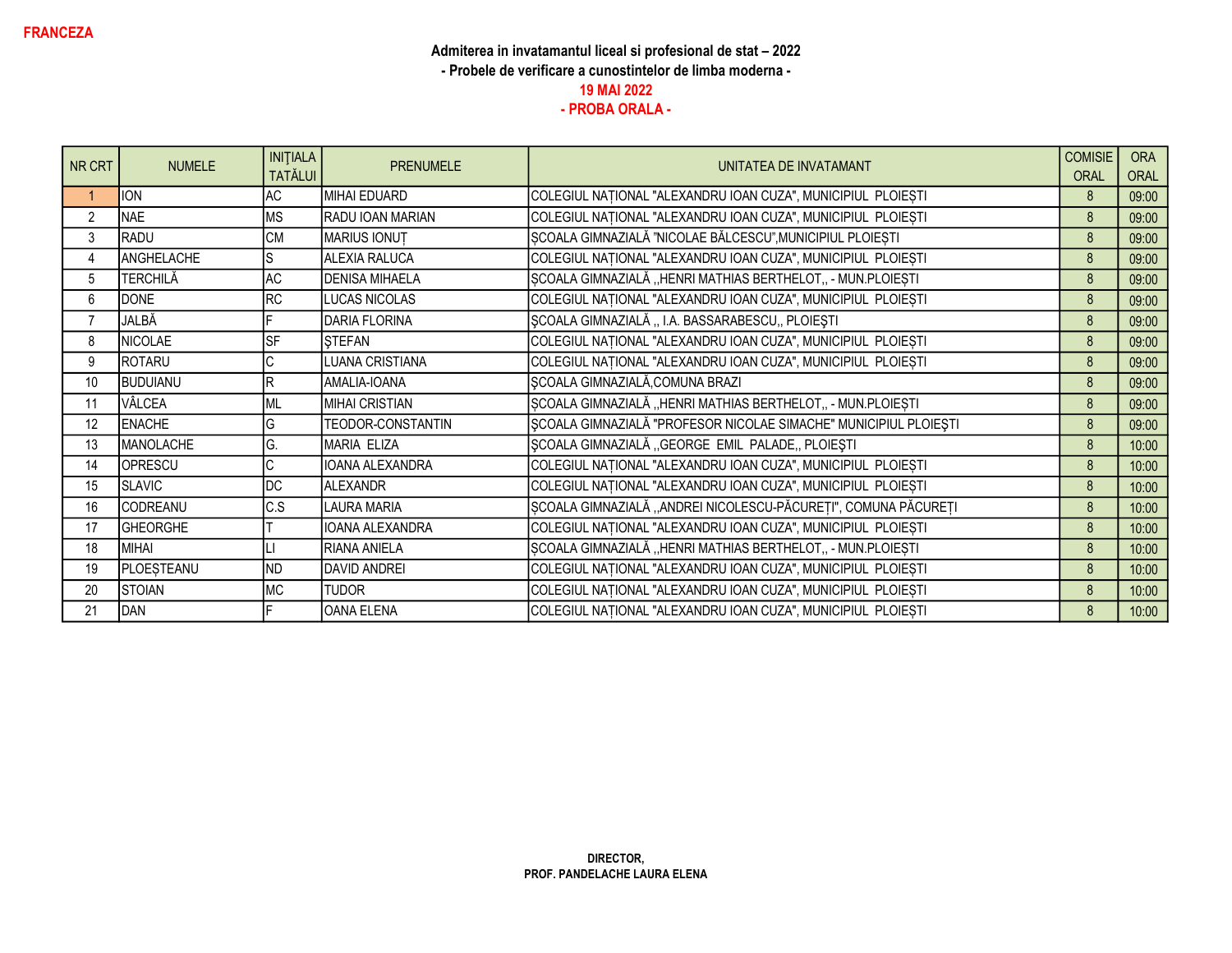**FRANCEZA**

**Admiterea in invatamantul liceal si profesional de stat – 2022**
**- Probele de verificare a cunostintelor de limba moderna -**
**19 MAI 2022**
**- PROBA ORALA -**

| NR CRT | NUMELE | INIȚIALA TATĂLUI | PRENUMELE | UNITATEA DE INVATAMANT | COMISIE ORAL | ORA ORAL |
|---|---|---|---|---|---|---|
| 1 | ION | AC | MIHAI EDUARD | COLEGIUL NAȚIONAL "ALEXANDRU IOAN CUZA", MUNICIPIUL PLOIEȘTI | 8 | 09:00 |
| 2 | NAE | MS | RADU IOAN MARIAN | COLEGIUL NAȚIONAL "ALEXANDRU IOAN CUZA", MUNICIPIUL PLOIEȘTI | 8 | 09:00 |
| 3 | RADU | CM | MARIUS IONUȚ | ȘCOALA GIMNAZIALĂ "NICOLAE BĂLCESCU",MUNICIPIUL PLOIEȘTI | 8 | 09:00 |
| 4 | ANGHELACHE | S | ALEXIA RALUCA | COLEGIUL NAȚIONAL "ALEXANDRU IOAN CUZA", MUNICIPIUL PLOIEȘTI | 8 | 09:00 |
| 5 | TERCHILĂ | AC | DENISA MIHAELA | ȘCOALA GIMNAZIALĂ ,,HENRI MATHIAS BERTHELOT,, - MUN.PLOIEȘTI | 8 | 09:00 |
| 6 | DONE | RC | LUCAS NICOLAS | COLEGIUL NAȚIONAL "ALEXANDRU IOAN CUZA", MUNICIPIUL PLOIEȘTI | 8 | 09:00 |
| 7 | JALBĂ | F | DARIA FLORINA | ȘCOALA GIMNAZIALĂ ,, I.A. BASSARABESCU,, PLOIEŞTI | 8 | 09:00 |
| 8 | NICOLAE | SF | ȘTEFAN | COLEGIUL NAȚIONAL "ALEXANDRU IOAN CUZA", MUNICIPIUL PLOIEȘTI | 8 | 09:00 |
| 9 | ROTARU | C | LUANA CRISTIANA | COLEGIUL NAȚIONAL "ALEXANDRU IOAN CUZA", MUNICIPIUL PLOIEȘTI | 8 | 09:00 |
| 10 | BUDUIANU | R | AMALIA-IOANA | ȘCOALA GIMNAZIALĂ,COMUNA BRAZI | 8 | 09:00 |
| 11 | VÂLCEA | ML | MIHAI CRISTIAN | ȘCOALA GIMNAZIALĂ ,,HENRI MATHIAS BERTHELOT,, - MUN.PLOIEȘTI | 8 | 09:00 |
| 12 | ENACHE | G | TEODOR-CONSTANTIN | ŞCOALA GIMNAZIALĂ "PROFESOR NICOLAE SIMACHE" MUNICIPIUL PLOIEŞTI | 8 | 09:00 |
| 13 | MANOLACHE | G. | MARIA ELIZA | ŞCOALA GIMNAZIALĂ ,,GEORGE EMIL PALADE,, PLOIEŞTI | 8 | 10:00 |
| 14 | OPRESCU | C | IOANA ALEXANDRA | COLEGIUL NAȚIONAL "ALEXANDRU IOAN CUZA", MUNICIPIUL PLOIEȘTI | 8 | 10:00 |
| 15 | SLAVIC | DC | ALEXANDR | COLEGIUL NAȚIONAL "ALEXANDRU IOAN CUZA", MUNICIPIUL PLOIEȘTI | 8 | 10:00 |
| 16 | CODREANU | C.S | LAURA MARIA | ȘCOALA GIMNAZIALĂ ,,ANDREI NICOLESCU-PĂCUREȚI", COMUNA PĂCUREȚI | 8 | 10:00 |
| 17 | GHEORGHE | T | IOANA ALEXANDRA | COLEGIUL NAȚIONAL "ALEXANDRU IOAN CUZA", MUNICIPIUL PLOIEȘTI | 8 | 10:00 |
| 18 | MIHAI | LI | RIANA ANIELA | ȘCOALA GIMNAZIALĂ ,,HENRI MATHIAS BERTHELOT,, - MUN.PLOIEȘTI | 8 | 10:00 |
| 19 | PLOEȘTEANU | ND | DAVID ANDREI | COLEGIUL NAȚIONAL "ALEXANDRU IOAN CUZA", MUNICIPIUL PLOIEȘTI | 8 | 10:00 |
| 20 | STOIAN | MC | TUDOR | COLEGIUL NAȚIONAL "ALEXANDRU IOAN CUZA", MUNICIPIUL PLOIEȘTI | 8 | 10:00 |
| 21 | DAN | F | OANA ELENA | COLEGIUL NAȚIONAL "ALEXANDRU IOAN CUZA", MUNICIPIUL PLOIEȘTI | 8 | 10:00 |

**DIRECTOR,**
**PROF. PANDELACHE LAURA ELENA**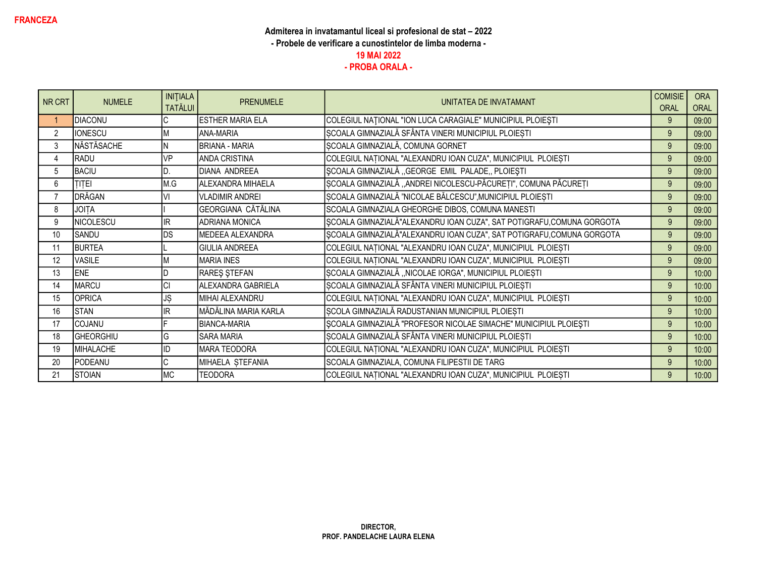**FRANCEZA**

**Admiterea in invatamantul liceal si profesional de stat – 2022**

**- Probele de verificare a cunostintelor de limba moderna -**

**19 MAI 2022**

**- PROBA ORALA -**

| NR CRT | NUMELE | INIȚIALA TATĂLUI | PRENUMELE | UNITATEA DE INVATAMANT | COMISIE ORAL | ORA ORAL |
|---|---|---|---|---|---|---|
| 1 | DIACONU | C | ESTHER MARIA ELA | COLEGIUL NAŢIONAL "ION LUCA CARAGIALE" MUNICIPIUL PLOIEŞTI | 9 | 09:00 |
| 2 | IONESCU | M | ANA-MARIA | ȘCOALA GIMNAZIALĂ SFÂNTA VINERI MUNICIPIUL PLOIEȘTI | 9 | 09:00 |
| 3 | NĂSTĂSACHE | N | BRIANA - MARIA | ȘCOALA GIMNAZIALĂ, COMUNA GORNET | 9 | 09:00 |
| 4 | RADU | VP | ANDA CRISTINA | COLEGIUL NAȚIONAL "ALEXANDRU IOAN CUZA", MUNICIPIUL PLOIEȘTI | 9 | 09:00 |
| 5 | BACIU | D. | DIANA ANDREEA | ȘCOALA GIMNAZIALĂ ,,GEORGE EMIL PALADE,, PLOIEŞTI | 9 | 09:00 |
| 6 | ȚIȚEI | M.G | ALEXANDRA MIHAELA | ȘCOALA GIMNAZIALĂ ,,ANDREI NICOLESCU-PĂCUREȚI", COMUNA PĂCUREȚI | 9 | 09:00 |
| 7 | DRĂGAN | VI | VLADIMIR ANDREI | ȘCOALA GIMNAZIALĂ "NICOLAE BĂLCESCU",MUNICIPIUL PLOIEȘTI | 9 | 09:00 |
| 8 | JOIȚA | I | GEORGIANA CĂTĂLINA | SCOALA GIMNAZIALA GHEORGHE DIBOS, COMUNA MANESTI | 9 | 09:00 |
| 9 | NICOLESCU | IR | ADRIANA MONICA | ȘCOALA GIMNAZIALĂ"ALEXANDRU IOAN CUZA", SAT POTIGRAFU,COMUNA GORGOTA | 9 | 09:00 |
| 10 | SANDU | DS | MEDEEA ALEXANDRA | ȘCOALA GIMNAZIALĂ"ALEXANDRU IOAN CUZA", SAT POTIGRAFU,COMUNA GORGOTA | 9 | 09:00 |
| 11 | BURTEA | L | GIULIA ANDREEA | COLEGIUL NAȚIONAL "ALEXANDRU IOAN CUZA", MUNICIPIUL PLOIEȘTI | 9 | 09:00 |
| 12 | VASILE | M | MARIA INES | COLEGIUL NAȚIONAL "ALEXANDRU IOAN CUZA", MUNICIPIUL PLOIEȘTI | 9 | 09:00 |
| 13 | ENE | D | RAREŞ ŞTEFAN | ȘCOALA GIMNAZIALĂ ,,NICOLAE IORGA", MUNICIPIUL PLOIEȘTI | 9 | 10:00 |
| 14 | MARCU | CI | ALEXANDRA GABRIELA | ȘCOALA GIMNAZIALĂ SFÂNTA VINERI MUNICIPIUL PLOIEȘTI | 9 | 10:00 |
| 15 | OPRICA | JȘ | MIHAI ALEXANDRU | COLEGIUL NAȚIONAL "ALEXANDRU IOAN CUZA", MUNICIPIUL PLOIEȘTI | 9 | 10:00 |
| 16 | STAN | IR | MĂDĂLINA MARIA KARLA | ȘCOLA GIMNAZIALĂ RADUSTANIAN MUNICIPIUL PLOIEȘTI | 9 | 10:00 |
| 17 | COJANU | F | BIANCA-MARIA | ȘCOALA GIMNAZIALĂ "PROFESOR NICOLAE SIMACHE" MUNICIPIUL PLOIEŞTI | 9 | 10:00 |
| 18 | GHEORGHIU | G | SARA MARIA | ȘCOALA GIMNAZIALĂ SFÂNTA VINERI MUNICIPIUL PLOIEȘTI | 9 | 10:00 |
| 19 | MIHALACHE | ID | MARA TEODORA | COLEGIUL NAȚIONAL "ALEXANDRU IOAN CUZA", MUNICIPIUL PLOIEȘTI | 9 | 10:00 |
| 20 | PODEANU | C | MIHAELA ȘTEFANIA | SCOALA GIMNAZIALA, COMUNA FILIPESTII DE TARG | 9 | 10:00 |
| 21 | STOIAN | MC | TEODORA | COLEGIUL NAȚIONAL "ALEXANDRU IOAN CUZA", MUNICIPIUL PLOIEȘTI | 9 | 10:00 |

**DIRECTOR,**
**PROF. PANDELACHE LAURA ELENA**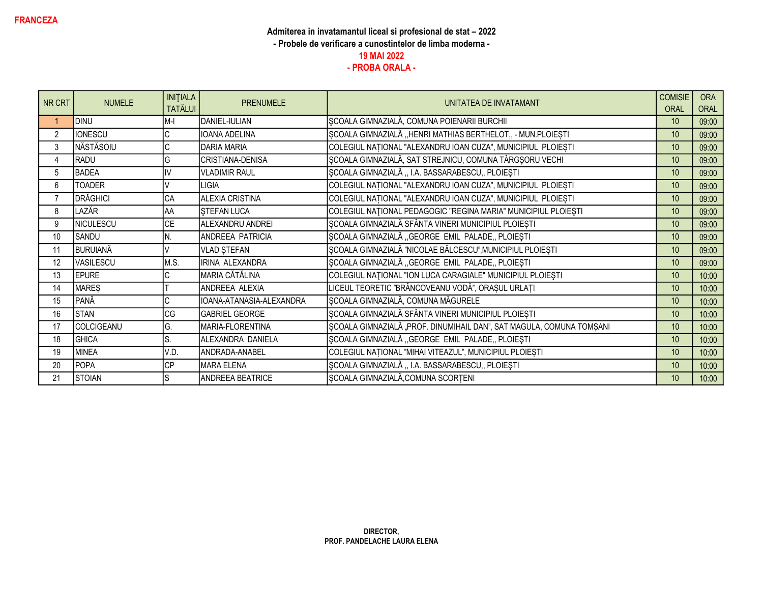FRANCEZA

**Admiterea in invatamantul liceal si profesional de stat – 2022**

**- Probele de verificare a cunostintelor de limba moderna -**

**19 MAI 2022**

**- PROBA ORALA -**

| NR CRT | NUMELE | INIȚIALA TATĂLUI | PRENUMELE | UNITATEA DE INVATAMANT | COMISIE ORAL | ORA ORAL |
|---|---|---|---|---|---|---|
| 1 | DINU | M-I | DANIEL-IULIAN | ȘCOALA GIMNAZIALĂ, COMUNA POIENARII BURCHII | 10 | 09:00 |
| 2 | IONESCU | C | IOANA ADELINA | ȘCOALA GIMNAZIALĂ ,,HENRI MATHIAS BERTHELOT,, - MUN.PLOIEȘTI | 10 | 09:00 |
| 3 | NĂSTĂSOIU | C | DARIA MARIA | COLEGIUL NAȚIONAL "ALEXANDRU IOAN CUZA", MUNICIPIUL PLOIEȘTI | 10 | 09:00 |
| 4 | RADU | G | CRISTIANA-DENISA | ŞCOALA GIMNAZIALĂ, SAT STREJNICU, COMUNA TÂRGȘORU VECHI | 10 | 09:00 |
| 5 | BADEA | IV | VLADIMIR RAUL | ŞCOALA GIMNAZIALĂ ,, I.A. BASSARABESCU,, PLOIEŞTI | 10 | 09:00 |
| 6 | TOADER | V | LIGIA | COLEGIUL NAȚIONAL "ALEXANDRU IOAN CUZA", MUNICIPIUL PLOIEȘTI | 10 | 09:00 |
| 7 | DRĂGHICI | CA | ALEXIA CRISTINA | COLEGIUL NAȚIONAL "ALEXANDRU IOAN CUZA", MUNICIPIUL PLOIEȘTI | 10 | 09:00 |
| 8 | LAZĂR | AA | ŞTEFAN LUCA | COLEGIUL NAȚIONAL PEDAGOGIC "REGINA MARIA" MUNICIPIUL PLOIEȘTI | 10 | 09:00 |
| 9 | NICULESCU | CE | ALEXANDRU ANDREI | ŞCOALA GIMNAZIALĂ SFÂNTA VINERI MUNICIPIUL PLOIEŞTI | 10 | 09:00 |
| 10 | SANDU | N. | ANDREEA PATRICIA | ŞCOALA GIMNAZIALĂ ,,GEORGE EMIL PALADE,, PLOIEŞTI | 10 | 09:00 |
| 11 | BURUIANĂ | V | VLAD ŞTEFAN | ŞCOALA GIMNAZIALĂ "NICOLAE BĂLCESCU",MUNICIPIUL PLOIEŞTI | 10 | 09:00 |
| 12 | VASILESCU | M.S. | IRINA ALEXANDRA | ŞCOALA GIMNAZIALĂ ,,GEORGE EMIL PALADE,, PLOIEŞTI | 10 | 09:00 |
| 13 | EPURE | C | MARIA CĂTĂLINA | COLEGIUL NAȚIONAL "ION LUCA CARAGIALE" MUNICIPIUL PLOIEȘTI | 10 | 10:00 |
| 14 | MAREȘ | T | ANDREEA ALEXIA | LICEUL TEORETIC "BRÂNCOVEANU VODĂ", ORAȘUL URLAȚI | 10 | 10:00 |
| 15 | PANĂ | C | IOANA-ATANASIA-ALEXANDRA | ȘCOALA GIMNAZIALĂ, COMUNA MĂGURELE | 10 | 10:00 |
| 16 | STAN | CG | GABRIEL GEORGE | ŞCOALA GIMNAZIALĂ SFÂNTA VINERI MUNICIPIUL PLOIEŞTI | 10 | 10:00 |
| 17 | COLCIGEANU | G. | MARIA-FLORENTINA | ȘCOALA GIMNAZIALĂ „PROF. DINUMIHAIL DAN", SAT MAGULA, COMUNA TOMȘANI | 10 | 10:00 |
| 18 | GHICA | S. | ALEXANDRA DANIELA | ŞCOALA GIMNAZIALĂ ,,GEORGE EMIL PALADE,, PLOIEŞTI | 10 | 10:00 |
| 19 | MINEA | V.D. | ANDRADA-ANABEL | COLEGIUL NAȚIONAL "MIHAI VITEAZUL", MUNICIPIUL PLOIEȘTI | 10 | 10:00 |
| 20 | POPA | CP | MARA ELENA | ŞCOALA GIMNAZIALĂ ,, I.A. BASSARABESCU,, PLOIEŞTI | 10 | 10:00 |
| 21 | STOIAN | S | ANDREEA BEATRICE | ȘCOALA GIMNAZIALĂ,COMUNA SCORȚENI | 10 | 10:00 |

**DIRECTOR,**
**PROF. PANDELACHE LAURA ELENA**